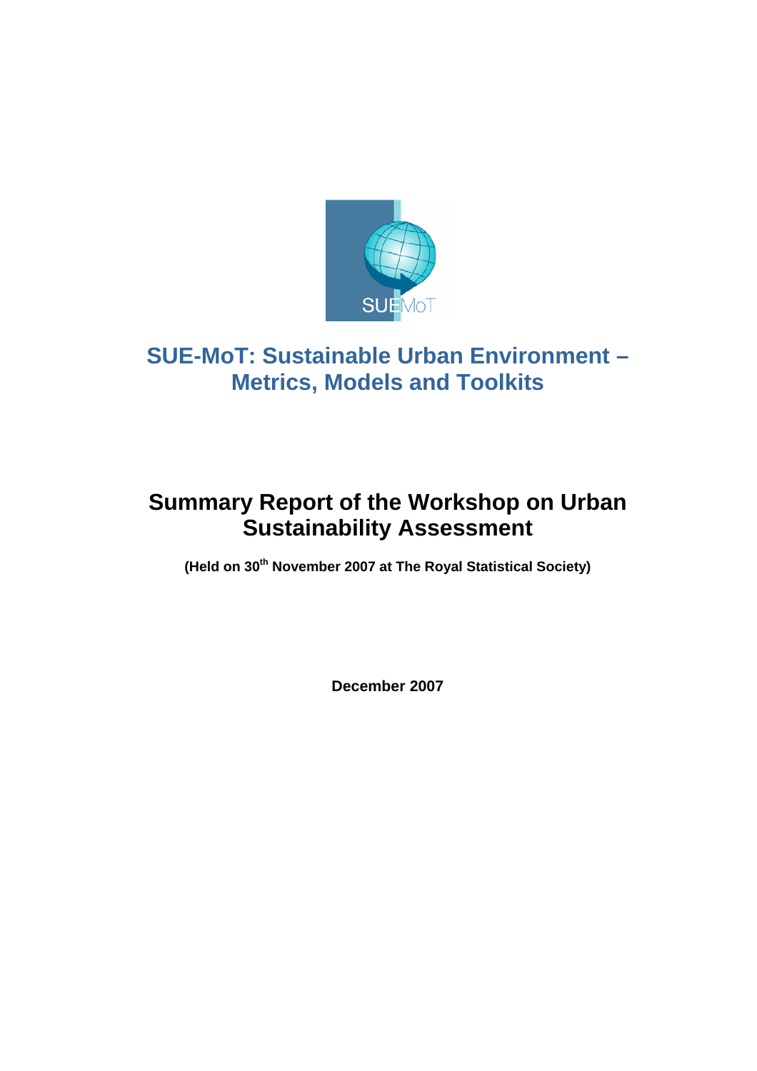# SUE-MoT: Sustainable Urban Environment – Metrics, Models and Toolkits

## Summary Report of the Workshop on Urban Sustainability Assessment

**(Held on 30th November 2007 at The Royal Statistical Society)**

**December 2007**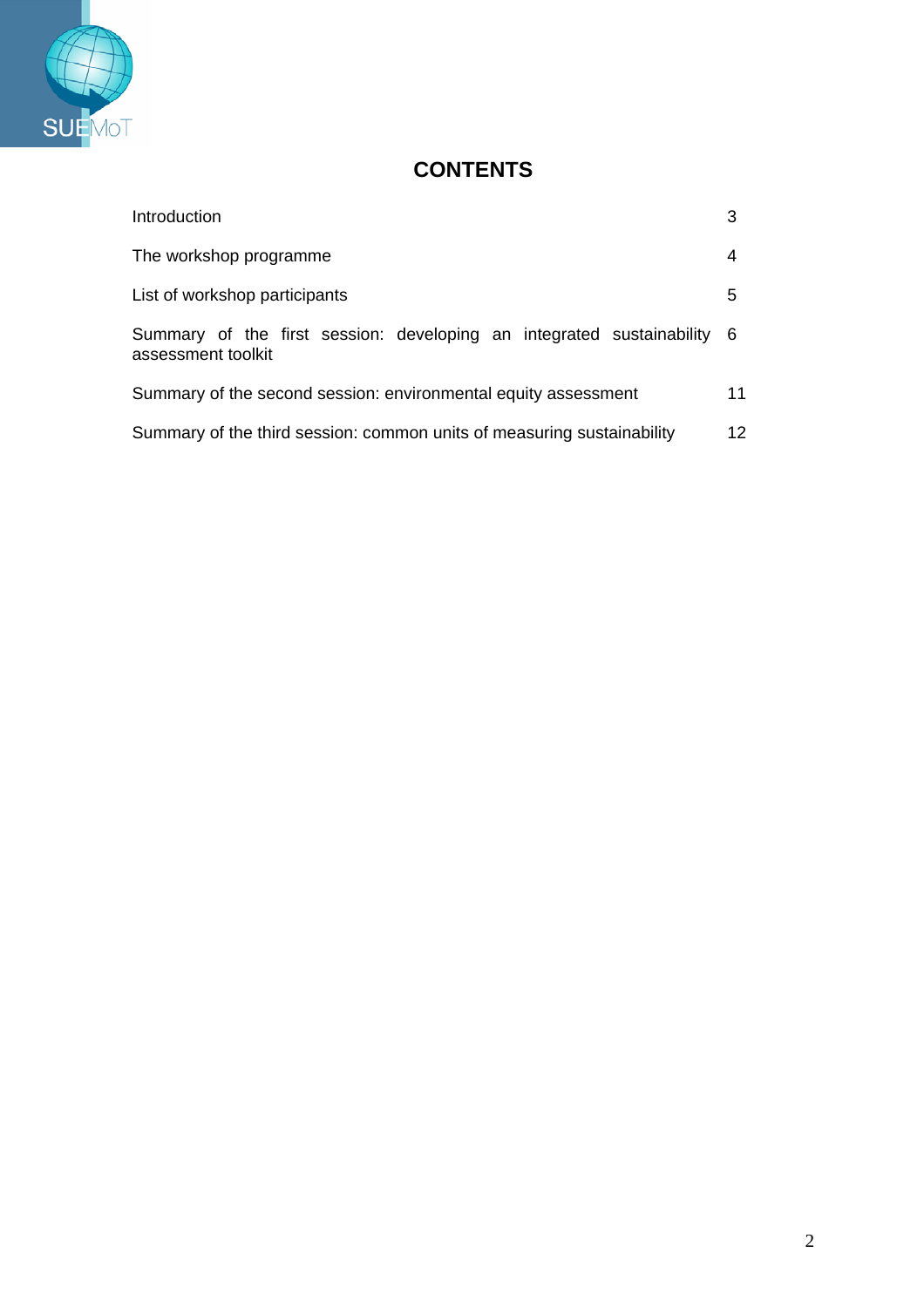# CONTENTS

| | |
|---|---|
| Introduction | 3 |
| The workshop programme | 4 |
| List of workshop participants | 5 |
| Summary of the first session: developing an integrated sustainability assessment toolkit | 6 |
| Summary of the second session: environmental equity assessment | 11 |
| Summary of the third session: common units of measuring sustainability | 12 |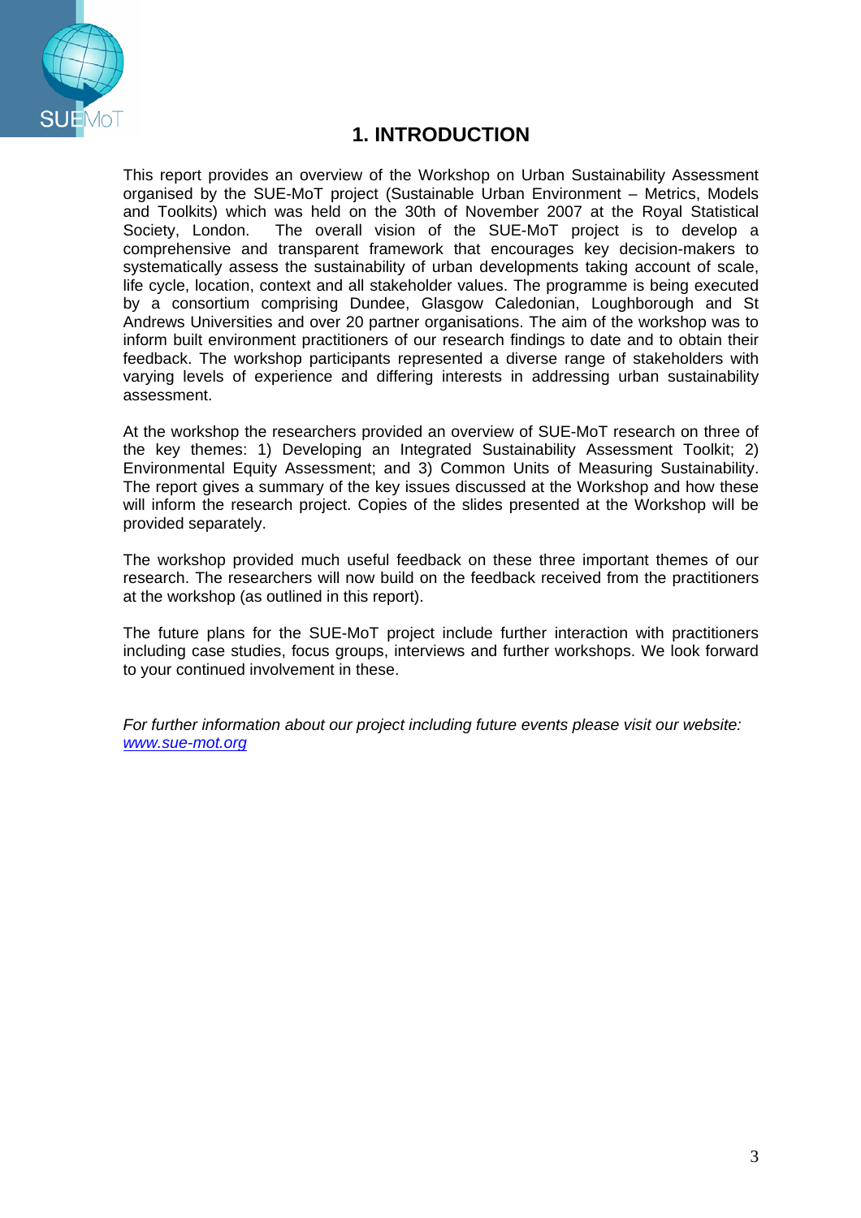# 1. INTRODUCTION

This report provides an overview of the Workshop on Urban Sustainability Assessment organised by the SUE-MoT project (Sustainable Urban Environment – Metrics, Models and Toolkits) which was held on the 30th of November 2007 at the Royal Statistical Society, London. The overall vision of the SUE-MoT project is to develop a comprehensive and transparent framework that encourages key decision-makers to systematically assess the sustainability of urban developments taking account of scale, life cycle, location, context and all stakeholder values. The programme is being executed by a consortium comprising Dundee, Glasgow Caledonian, Loughborough and St Andrews Universities and over 20 partner organisations. The aim of the workshop was to inform built environment practitioners of our research findings to date and to obtain their feedback. The workshop participants represented a diverse range of stakeholders with varying levels of experience and differing interests in addressing urban sustainability assessment.

At the workshop the researchers provided an overview of SUE-MoT research on three of the key themes: 1) Developing an Integrated Sustainability Assessment Toolkit; 2) Environmental Equity Assessment; and 3) Common Units of Measuring Sustainability. The report gives a summary of the key issues discussed at the Workshop and how these will inform the research project. Copies of the slides presented at the Workshop will be provided separately.

The workshop provided much useful feedback on these three important themes of our research. The researchers will now build on the feedback received from the practitioners at the workshop (as outlined in this report).

The future plans for the SUE-MoT project include further interaction with practitioners including case studies, focus groups, interviews and further workshops. We look forward to your continued involvement in these.

*For further information about our project including future events please visit our website: [www.sue-mot.org](http://www.sue-mot.org)*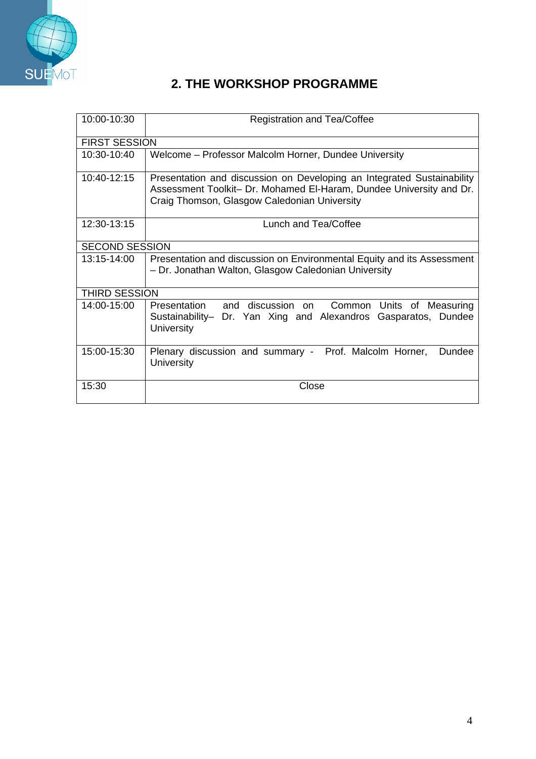## 2. THE WORKSHOP PROGRAMME

| | |
|---|---|
| 10:00-10:30 | Registration and Tea/Coffee |
| FIRST SESSION | |
| 10:30-10:40 | Welcome – Professor Malcolm Horner, Dundee University |
| 10:40-12:15 | Presentation and discussion on Developing an Integrated Sustainability Assessment Toolkit– Dr. Mohamed El-Haram, Dundee University and Dr. Craig Thomson, Glasgow Caledonian University |
| 12:30-13:15 | Lunch and Tea/Coffee |
| SECOND SESSION | |
| 13:15-14:00 | Presentation and discussion on Environmental Equity and its Assessment – Dr. Jonathan Walton, Glasgow Caledonian University |
| THIRD SESSION | |
| 14:00-15:00 | Presentation and discussion on Common Units of Measuring Sustainability– Dr. Yan Xing and Alexandros Gasparatos, Dundee University |
| 15:00-15:30 | Plenary discussion and summary - Prof. Malcolm Horner, Dundee University |
| 15:30 | Close |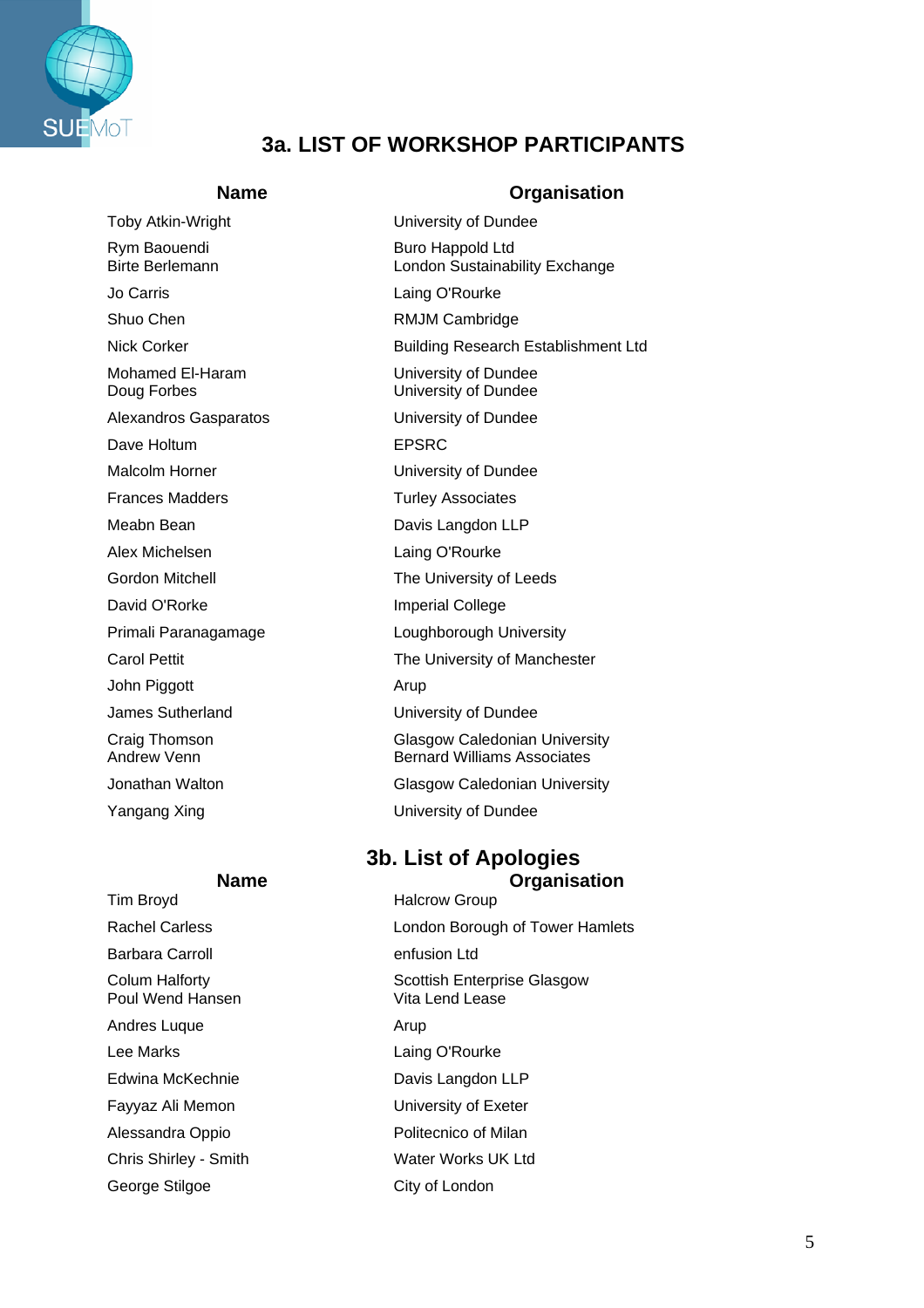## 3a. LIST OF WORKSHOP PARTICIPANTS

| Name | Organisation |
|---|---|
| Toby Atkin-Wright | University of Dundee |
| Rym Baouendi | Buro Happold Ltd |
| Birte Berlemann | London Sustainability Exchange |
| Jo Carris | Laing O'Rourke |
| Shuo Chen | RMJM Cambridge |
| Nick Corker | Building Research Establishment Ltd |
| Mohamed El-Haram | University of Dundee |
| Doug Forbes | University of Dundee |
| Alexandros Gasparatos | University of Dundee |
| Dave Holtum | EPSRC |
| Malcolm Horner | University of Dundee |
| Frances Madders | Turley Associates |
| Meabn Bean | Davis Langdon LLP |
| Alex Michelsen | Laing O'Rourke |
| Gordon Mitchell | The University of Leeds |
| David O'Rorke | Imperial College |
| Primali Paranagamage | Loughborough University |
| Carol Pettit | The University of Manchester |
| John Piggott | Arup |
| James Sutherland | University of Dundee |
| Craig Thomson | Glasgow Caledonian University |
| Andrew Venn | Bernard Williams Associates |
| Jonathan Walton | Glasgow Caledonian University |
| Yangang Xing | University of Dundee |

## 3b. List of Apologies

| Name | Organisation |
|---|---|
| Tim Broyd | Halcrow Group |
| Rachel Carless | London Borough of Tower Hamlets |
| Barbara Carroll | enfusion Ltd |
| Colum Halforty | Scottish Enterprise Glasgow |
| Poul Wend Hansen | Vita Lend Lease |
| Andres Luque | Arup |
| Lee Marks | Laing O'Rourke |
| Edwina McKechnie | Davis Langdon LLP |
| Fayyaz Ali Memon | University of Exeter |
| Alessandra Oppio | Politecnico of Milan |
| Chris Shirley - Smith | Water Works UK Ltd |
| George Stilgoe | City of London |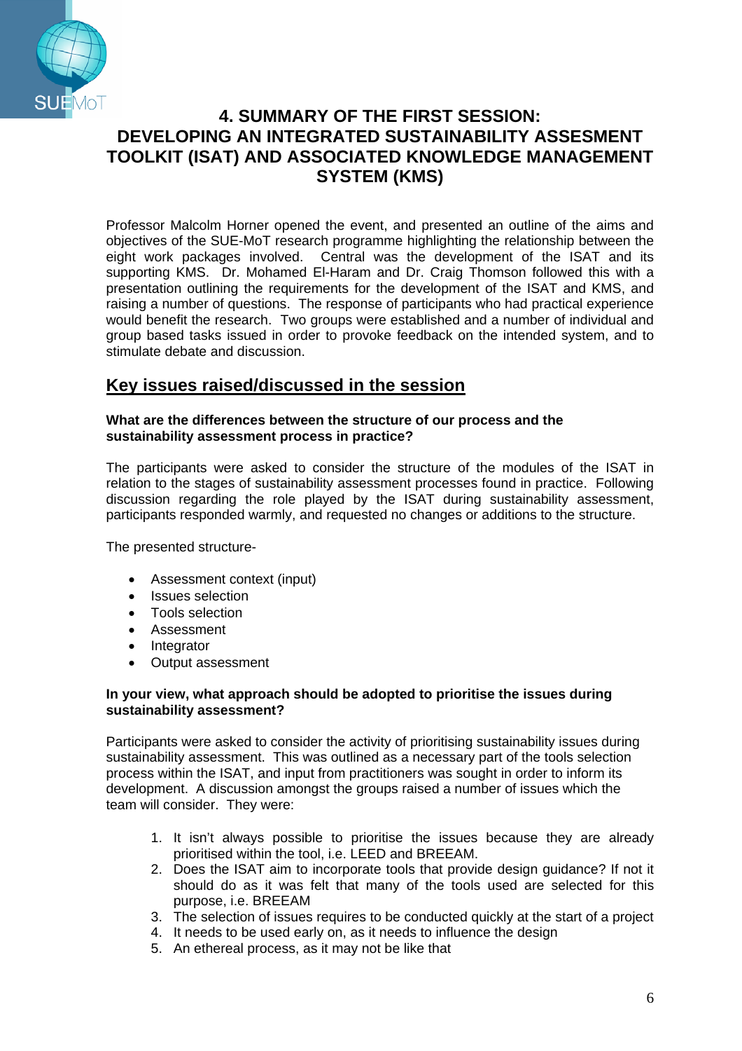# 4. SUMMARY OF THE FIRST SESSION: DEVELOPING AN INTEGRATED SUSTAINABILITY ASSESMENT TOOLKIT (ISAT) AND ASSOCIATED KNOWLEDGE MANAGEMENT SYSTEM (KMS)

Professor Malcolm Horner opened the event, and presented an outline of the aims and objectives of the SUE-MoT research programme highlighting the relationship between the eight work packages involved. Central was the development of the ISAT and its supporting KMS. Dr. Mohamed El-Haram and Dr. Craig Thomson followed this with a presentation outlining the requirements for the development of the ISAT and KMS, and raising a number of questions. The response of participants who had practical experience would benefit the research. Two groups were established and a number of individual and group based tasks issued in order to provoke feedback on the intended system, and to stimulate debate and discussion.

## Key issues raised/discussed in the session

**What are the differences between the structure of our process and the sustainability assessment process in practice?**

The participants were asked to consider the structure of the modules of the ISAT in relation to the stages of sustainability assessment processes found in practice. Following discussion regarding the role played by the ISAT during sustainability assessment, participants responded warmly, and requested no changes or additions to the structure.

The presented structure-

- Assessment context (input)
- Issues selection
- Tools selection
- Assessment
- Integrator
- Output assessment

**In your view, what approach should be adopted to prioritise the issues during sustainability assessment?**

Participants were asked to consider the activity of prioritising sustainability issues during sustainability assessment. This was outlined as a necessary part of the tools selection process within the ISAT, and input from practitioners was sought in order to inform its development. A discussion amongst the groups raised a number of issues which the team will consider. They were:

1. It isn't always possible to prioritise the issues because they are already prioritised within the tool, i.e. LEED and BREEAM.
2. Does the ISAT aim to incorporate tools that provide design guidance? If not it should do as it was felt that many of the tools used are selected for this purpose, i.e. BREEAM
3. The selection of issues requires to be conducted quickly at the start of a project
4. It needs to be used early on, as it needs to influence the design
5. An ethereal process, as it may not be like that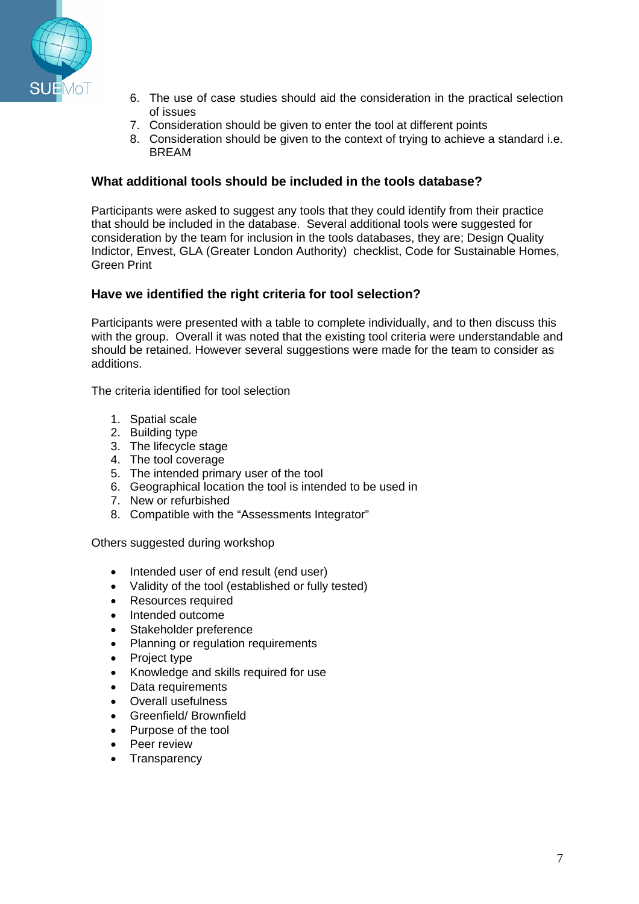6. The use of case studies should aid the consideration in the practical selection of issues
7. Consideration should be given to enter the tool at different points
8. Consideration should be given to the context of trying to achieve a standard i.e. BREAM

### What additional tools should be included in the tools database?

Participants were asked to suggest any tools that they could identify from their practice that should be included in the database. Several additional tools were suggested for consideration by the team for inclusion in the tools databases, they are; Design Quality Indictor, Envest, GLA (Greater London Authority) checklist, Code for Sustainable Homes, Green Print

### Have we identified the right criteria for tool selection?

Participants were presented with a table to complete individually, and to then discuss this with the group. Overall it was noted that the existing tool criteria were understandable and should be retained. However several suggestions were made for the team to consider as additions.

The criteria identified for tool selection

1. Spatial scale
2. Building type
3. The lifecycle stage
4. The tool coverage
5. The intended primary user of the tool
6. Geographical location the tool is intended to be used in
7. New or refurbished
8. Compatible with the "Assessments Integrator"

Others suggested during workshop

- Intended user of end result (end user)
- Validity of the tool (established or fully tested)
- Resources required
- Intended outcome
- Stakeholder preference
- Planning or regulation requirements
- Project type
- Knowledge and skills required for use
- Data requirements
- Overall usefulness
- Greenfield/ Brownfield
- Purpose of the tool
- Peer review
- Transparency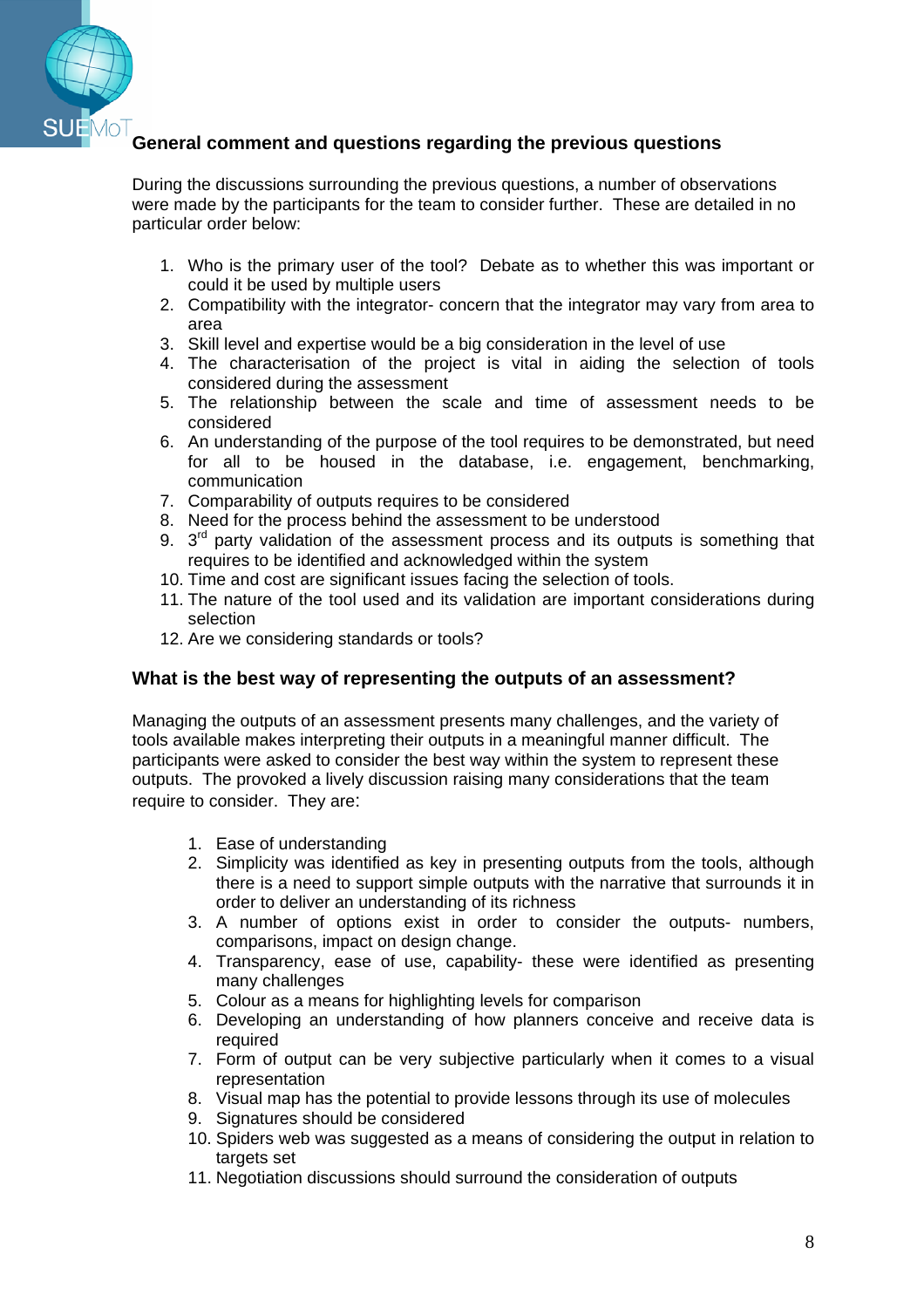## General comment and questions regarding the previous questions

During the discussions surrounding the previous questions, a number of observations were made by the participants for the team to consider further. These are detailed in no particular order below:

1. Who is the primary user of the tool? Debate as to whether this was important or could it be used by multiple users
2. Compatibility with the integrator- concern that the integrator may vary from area to area
3. Skill level and expertise would be a big consideration in the level of use
4. The characterisation of the project is vital in aiding the selection of tools considered during the assessment
5. The relationship between the scale and time of assessment needs to be considered
6. An understanding of the purpose of the tool requires to be demonstrated, but need for all to be housed in the database, i.e. engagement, benchmarking, communication
7. Comparability of outputs requires to be considered
8. Need for the process behind the assessment to be understood
9. 3rd party validation of the assessment process and its outputs is something that requires to be identified and acknowledged within the system
10. Time and cost are significant issues facing the selection of tools.
11. The nature of the tool used and its validation are important considerations during selection
12. Are we considering standards or tools?

## What is the best way of representing the outputs of an assessment?

Managing the outputs of an assessment presents many challenges, and the variety of tools available makes interpreting their outputs in a meaningful manner difficult. The participants were asked to consider the best way within the system to represent these outputs. The provoked a lively discussion raising many considerations that the team require to consider. They are:

1. Ease of understanding
2. Simplicity was identified as key in presenting outputs from the tools, although there is a need to support simple outputs with the narrative that surrounds it in order to deliver an understanding of its richness
3. A number of options exist in order to consider the outputs- numbers, comparisons, impact on design change.
4. Transparency, ease of use, capability- these were identified as presenting many challenges
5. Colour as a means for highlighting levels for comparison
6. Developing an understanding of how planners conceive and receive data is required
7. Form of output can be very subjective particularly when it comes to a visual representation
8. Visual map has the potential to provide lessons through its use of molecules
9. Signatures should be considered
10. Spiders web was suggested as a means of considering the output in relation to targets set
11. Negotiation discussions should surround the consideration of outputs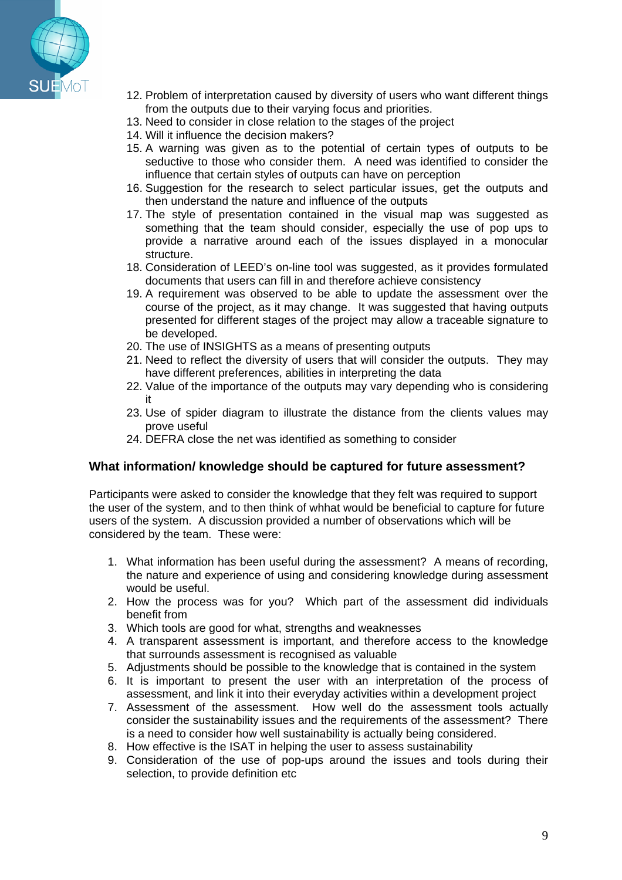12. Problem of interpretation caused by diversity of users who want different things from the outputs due to their varying focus and priorities.
13. Need to consider in close relation to the stages of the project
14. Will it influence the decision makers?
15. A warning was given as to the potential of certain types of outputs to be seductive to those who consider them. A need was identified to consider the influence that certain styles of outputs can have on perception
16. Suggestion for the research to select particular issues, get the outputs and then understand the nature and influence of the outputs
17. The style of presentation contained in the visual map was suggested as something that the team should consider, especially the use of pop ups to provide a narrative around each of the issues displayed in a monocular structure.
18. Consideration of LEED's on-line tool was suggested, as it provides formulated documents that users can fill in and therefore achieve consistency
19. A requirement was observed to be able to update the assessment over the course of the project, as it may change. It was suggested that having outputs presented for different stages of the project may allow a traceable signature to be developed.
20. The use of INSIGHTS as a means of presenting outputs
21. Need to reflect the diversity of users that will consider the outputs. They may have different preferences, abilities in interpreting the data
22. Value of the importance of the outputs may vary depending who is considering it
23. Use of spider diagram to illustrate the distance from the clients values may prove useful
24. DEFRA close the net was identified as something to consider

### What information/ knowledge should be captured for future assessment?

Participants were asked to consider the knowledge that they felt was required to support the user of the system, and to then think of whhat would be beneficial to capture for future users of the system. A discussion provided a number of observations which will be considered by the team. These were:

1. What information has been useful during the assessment? A means of recording, the nature and experience of using and considering knowledge during assessment would be useful.
2. How the process was for you? Which part of the assessment did individuals benefit from
3. Which tools are good for what, strengths and weaknesses
4. A transparent assessment is important, and therefore access to the knowledge that surrounds assessment is recognised as valuable
5. Adjustments should be possible to the knowledge that is contained in the system
6. It is important to present the user with an interpretation of the process of assessment, and link it into their everyday activities within a development project
7. Assessment of the assessment. How well do the assessment tools actually consider the sustainability issues and the requirements of the assessment? There is a need to consider how well sustainability is actually being considered.
8. How effective is the ISAT in helping the user to assess sustainability
9. Consideration of the use of pop-ups around the issues and tools during their selection, to provide definition etc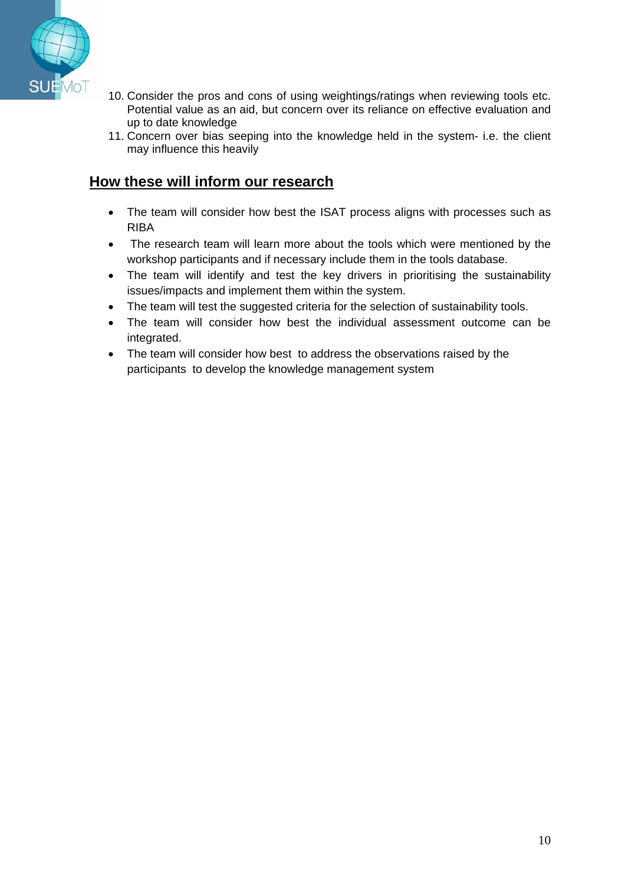10. Consider the pros and cons of using weightings/ratings when reviewing tools etc. Potential value as an aid, but concern over its reliance on effective evaluation and up to date knowledge
11. Concern over bias seeping into the knowledge held in the system- i.e. the client may influence this heavily

## How these will inform our research

- The team will consider how best the ISAT process aligns with processes such as RIBA
- The research team will learn more about the tools which were mentioned by the workshop participants and if necessary include them in the tools database.
- The team will identify and test the key drivers in prioritising the sustainability issues/impacts and implement them within the system.
- The team will test the suggested criteria for the selection of sustainability tools.
- The team will consider how best the individual assessment outcome can be integrated.
- The team will consider how best to address the observations raised by the participants to develop the knowledge management system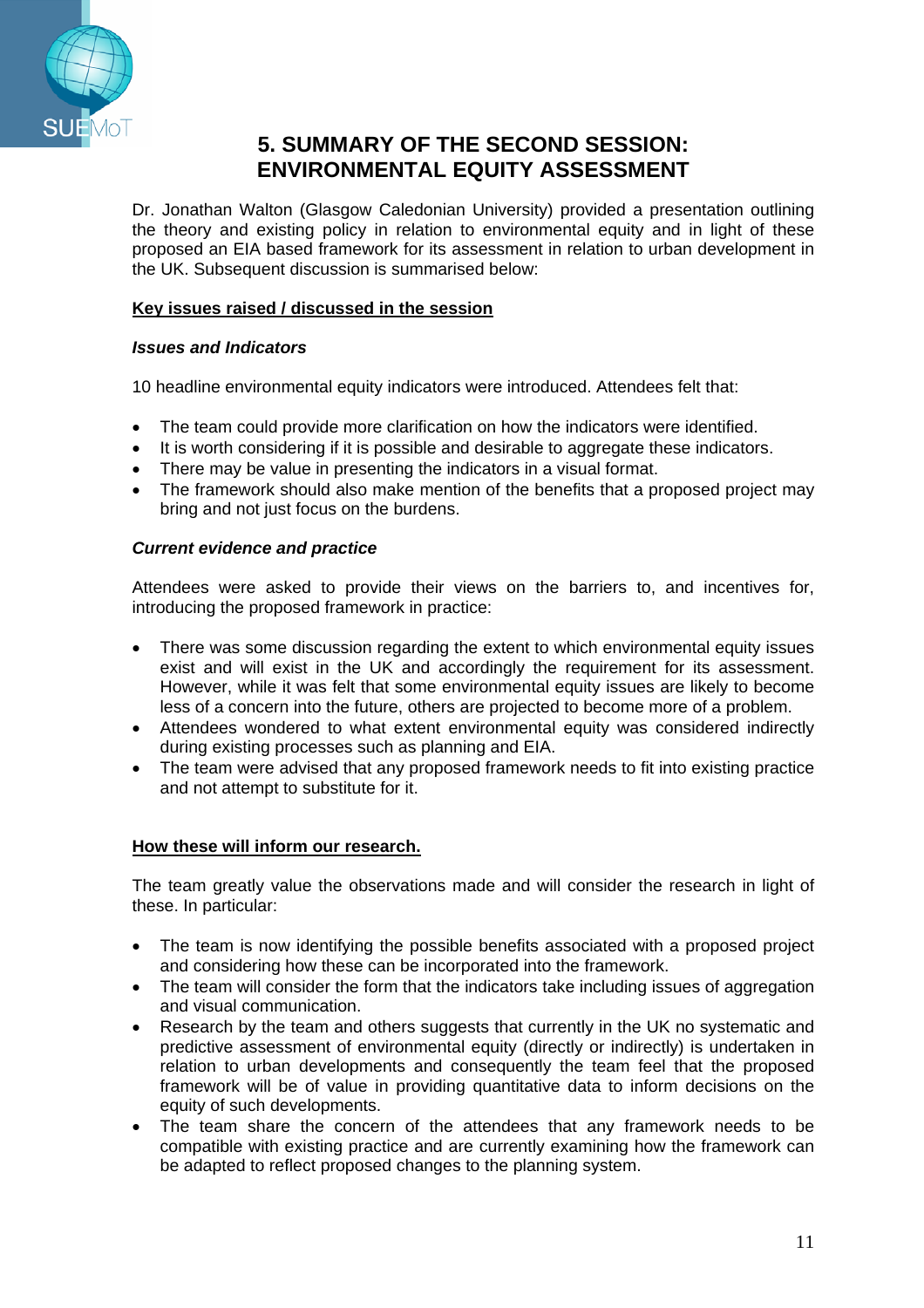# 5. SUMMARY OF THE SECOND SESSION: ENVIRONMENTAL EQUITY ASSESSMENT

Dr. Jonathan Walton (Glasgow Caledonian University) provided a presentation outlining the theory and existing policy in relation to environmental equity and in light of these proposed an EIA based framework for its assessment in relation to urban development in the UK. Subsequent discussion is summarised below:

**Key issues raised / discussed in the session**

***Issues and Indicators***

10 headline environmental equity indicators were introduced. Attendees felt that:

- The team could provide more clarification on how the indicators were identified.
- It is worth considering if it is possible and desirable to aggregate these indicators.
- There may be value in presenting the indicators in a visual format.
- The framework should also make mention of the benefits that a proposed project may bring and not just focus on the burdens.

***Current evidence and practice***

Attendees were asked to provide their views on the barriers to, and incentives for, introducing the proposed framework in practice:

- There was some discussion regarding the extent to which environmental equity issues exist and will exist in the UK and accordingly the requirement for its assessment. However, while it was felt that some environmental equity issues are likely to become less of a concern into the future, others are projected to become more of a problem.
- Attendees wondered to what extent environmental equity was considered indirectly during existing processes such as planning and EIA.
- The team were advised that any proposed framework needs to fit into existing practice and not attempt to substitute for it.

**How these will inform our research.**

The team greatly value the observations made and will consider the research in light of these. In particular:

- The team is now identifying the possible benefits associated with a proposed project and considering how these can be incorporated into the framework.
- The team will consider the form that the indicators take including issues of aggregation and visual communication.
- Research by the team and others suggests that currently in the UK no systematic and predictive assessment of environmental equity (directly or indirectly) is undertaken in relation to urban developments and consequently the team feel that the proposed framework will be of value in providing quantitative data to inform decisions on the equity of such developments.
- The team share the concern of the attendees that any framework needs to be compatible with existing practice and are currently examining how the framework can be adapted to reflect proposed changes to the planning system.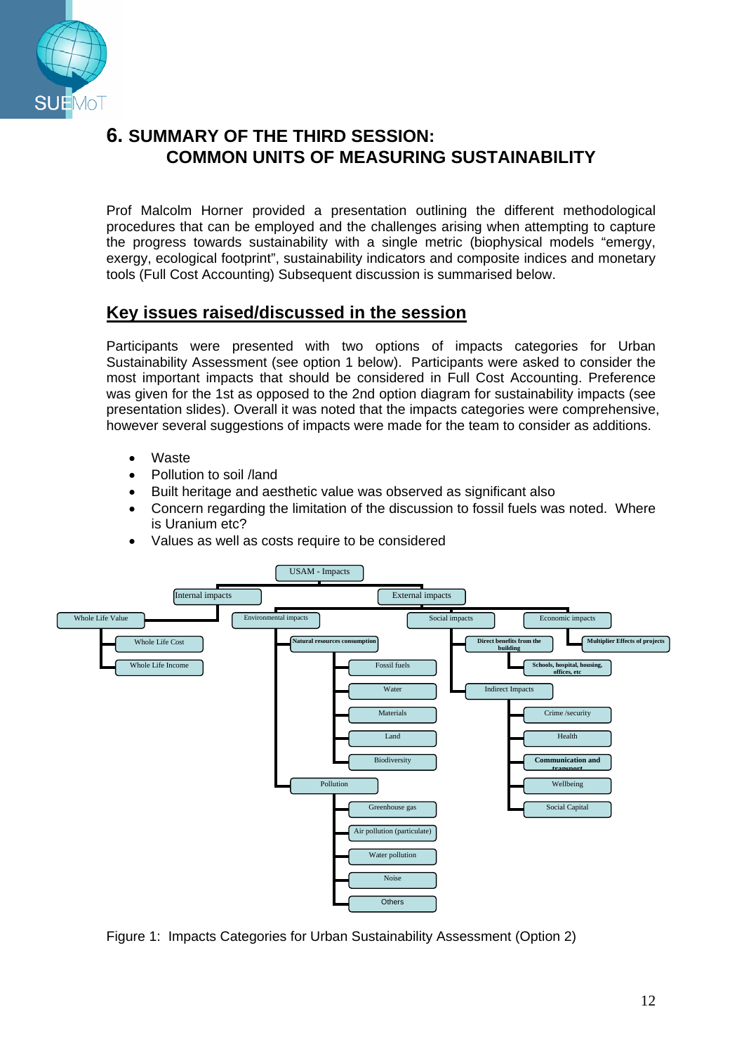# 6. SUMMARY OF THE THIRD SESSION: COMMON UNITS OF MEASURING SUSTAINABILITY

Prof Malcolm Horner provided a presentation outlining the different methodological procedures that can be employed and the challenges arising when attempting to capture the progress towards sustainability with a single metric (biophysical models "emergy, exergy, ecological footprint", sustainability indicators and composite indices and monetary tools (Full Cost Accounting) Subsequent discussion is summarised below.

## Key issues raised/discussed in the session

Participants were presented with two options of impacts categories for Urban Sustainability Assessment (see option 1 below). Participants were asked to consider the most important impacts that should be considered in Full Cost Accounting. Preference was given for the 1st as opposed to the 2nd option diagram for sustainability impacts (see presentation slides). Overall it was noted that the impacts categories were comprehensive, however several suggestions of impacts were made for the team to consider as additions.

- Waste
- Pollution to soil /land
- Built heritage and aesthetic value was observed as significant also
- Concern regarding the limitation of the discussion to fossil fuels was noted. Where is Uranium etc?
- Values as well as costs require to be considered

- USAM - Impacts
  - Internal impacts
    - Whole Life Value
      - Whole Life Cost
      - Whole Life Income
  - External impacts
    - Environmental impacts
      - Natural resources consumption
        - Fossil fuels
        - Water
        - Materials
        - Land
        - Biodiversity
      - Pollution
        - Greenhouse gas
        - Air pollution (particulate)
        - Water pollution
        - Noise
        - Others
    - Social impacts
      - Direct benefits from the building
        - Schools, hospital, housing, offices, etc
      - Indirect Impacts
        - Crime /security
        - Health
        - Communication and transport
        - Wellbeing
        - Social Capital
    - Economic impacts
      - Multiplier Effects of projects

Figure 1: Impacts Categories for Urban Sustainability Assessment (Option 2)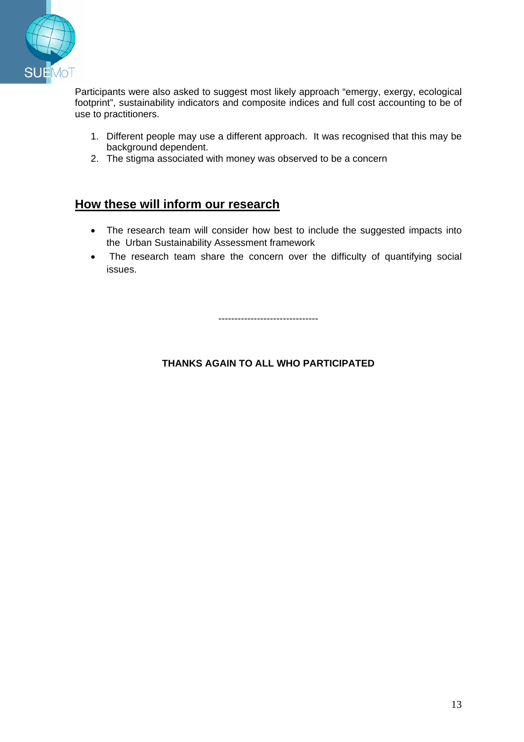Participants were also asked to suggest most likely approach "emergy, exergy, ecological footprint", sustainability indicators and composite indices and full cost accounting to be of use to practitioners.

1. Different people may use a different approach. It was recognised that this may be background dependent.
2. The stigma associated with money was observed to be a concern

## How these will inform our research

- The research team will consider how best to include the suggested impacts into the Urban Sustainability Assessment framework
- The research team share the concern over the difficulty of quantifying social issues.

-------------------------------

**THANKS AGAIN TO ALL WHO PARTICIPATED**